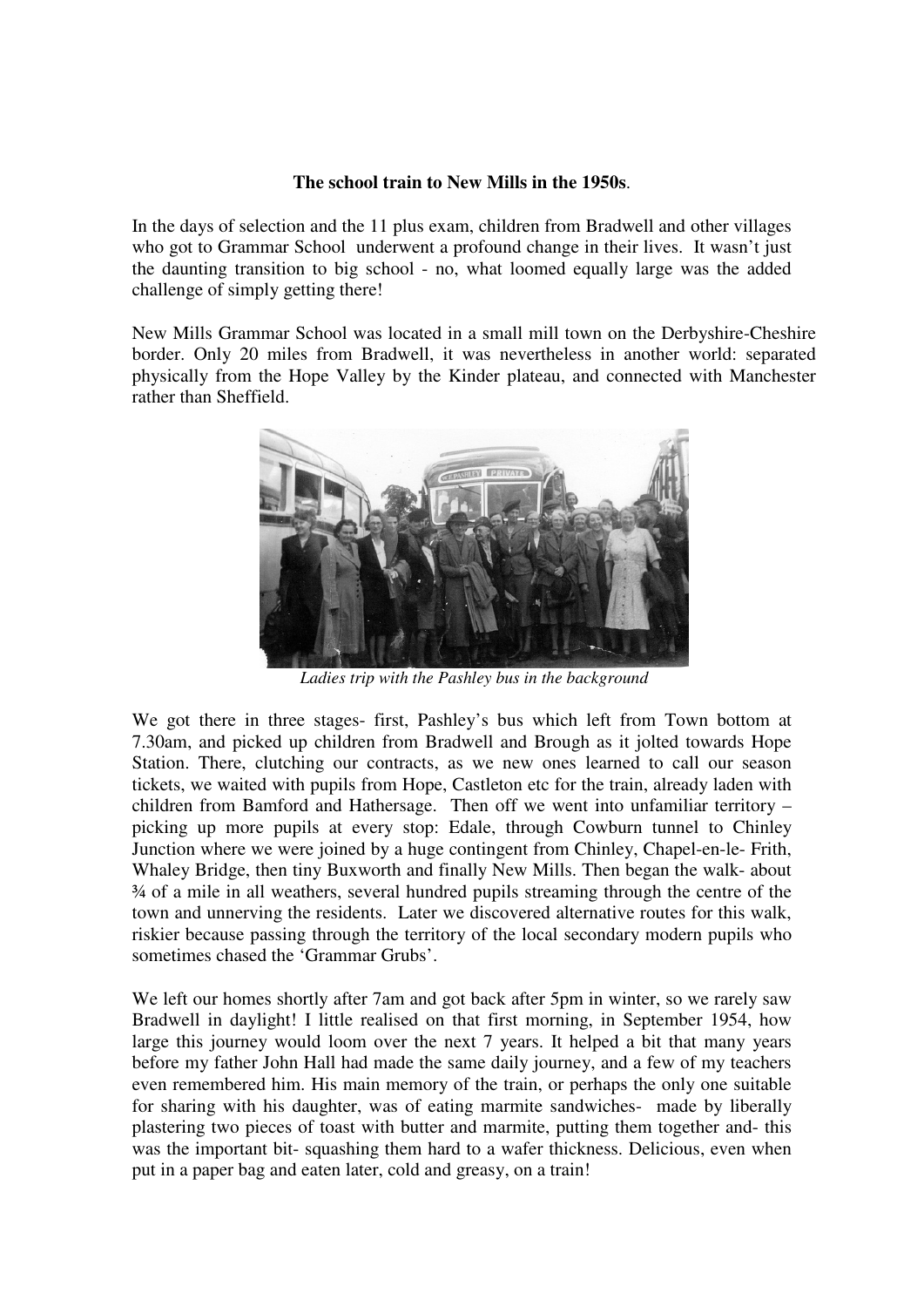**The school train to New Mills in the 1950s**.

In the days of selection and the 11 plus exam, children from Bradwell and other villages who got to Grammar School underwent a profound change in their lives. It wasn't just the daunting transition to big school - no, what loomed equally large was the added challenge of simply getting there!

New Mills Grammar School was located in a small mill town on the Derbyshire-Cheshire border. Only 20 miles from Bradwell, it was nevertheless in another world: separated physically from the Hope Valley by the Kinder plateau, and connected with Manchester rather than Sheffield.

*Ladies trip with the Pashley bus in the background*

We got there in three stages- first, Pashley's bus which left from Town bottom at 7.30am, and picked up children from Bradwell and Brough as it jolted towards Hope Station. There, clutching our contracts, as we new ones learned to call our season tickets, we waited with pupils from Hope, Castleton etc for the train, already laden with children from Bamford and Hathersage. Then off we went into unfamiliar territory – picking up more pupils at every stop: Edale, through Cowburn tunnel to Chinley Junction where we were joined by a huge contingent from Chinley, Chapel-en-le- Frith, Whaley Bridge, then tiny Buxworth and finally New Mills. Then began the walk- about ¾ of a mile in all weathers, several hundred pupils streaming through the centre of the town and unnerving the residents. Later we discovered alternative routes for this walk, riskier because passing through the territory of the local secondary modern pupils who sometimes chased the 'Grammar Grubs'.

We left our homes shortly after 7am and got back after 5pm in winter, so we rarely saw Bradwell in daylight! I little realised on that first morning, in September 1954, how large this journey would loom over the next 7 years. It helped a bit that many years before my father John Hall had made the same daily journey, and a few of my teachers even remembered him. His main memory of the train, or perhaps the only one suitable for sharing with his daughter, was of eating marmite sandwiches- made by liberally plastering two pieces of toast with butter and marmite, putting them together and- this was the important bit- squashing them hard to a wafer thickness. Delicious, even when put in a paper bag and eaten later, cold and greasy, on a train!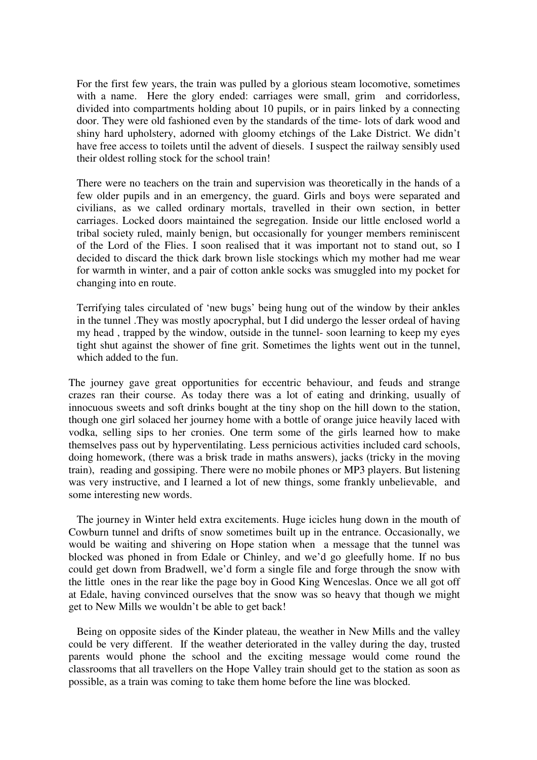For the first few years, the train was pulled by a glorious steam locomotive, sometimes with a name. Here the glory ended: carriages were small, grim and corridorless, divided into compartments holding about 10 pupils, or in pairs linked by a connecting door. They were old fashioned even by the standards of the time- lots of dark wood and shiny hard upholstery, adorned with gloomy etchings of the Lake District. We didn't have free access to toilets until the advent of diesels. I suspect the railway sensibly used their oldest rolling stock for the school train!

There were no teachers on the train and supervision was theoretically in the hands of a few older pupils and in an emergency, the guard. Girls and boys were separated and civilians, as we called ordinary mortals, travelled in their own section, in better carriages. Locked doors maintained the segregation. Inside our little enclosed world a tribal society ruled, mainly benign, but occasionally for younger members reminiscent of the Lord of the Flies. I soon realised that it was important not to stand out, so I decided to discard the thick dark brown lisle stockings which my mother had me wear for warmth in winter, and a pair of cotton ankle socks was smuggled into my pocket for changing into en route.

Terrifying tales circulated of 'new bugs' being hung out of the window by their ankles in the tunnel .They was mostly apocryphal, but I did undergo the lesser ordeal of having my head , trapped by the window, outside in the tunnel- soon learning to keep my eyes tight shut against the shower of fine grit. Sometimes the lights went out in the tunnel, which added to the fun.

The journey gave great opportunities for eccentric behaviour, and feuds and strange crazes ran their course. As today there was a lot of eating and drinking, usually of innocuous sweets and soft drinks bought at the tiny shop on the hill down to the station, though one girl solaced her journey home with a bottle of orange juice heavily laced with vodka, selling sips to her cronies. One term some of the girls learned how to make themselves pass out by hyperventilating. Less pernicious activities included card schools, doing homework, (there was a brisk trade in maths answers), jacks (tricky in the moving train), reading and gossiping. There were no mobile phones or MP3 players. But listening was very instructive, and I learned a lot of new things, some frankly unbelievable, and some interesting new words.

The journey in Winter held extra excitements. Huge icicles hung down in the mouth of Cowburn tunnel and drifts of snow sometimes built up in the entrance. Occasionally, we would be waiting and shivering on Hope station when a message that the tunnel was blocked was phoned in from Edale or Chinley, and we'd go gleefully home. If no bus could get down from Bradwell, we'd form a single file and forge through the snow with the little ones in the rear like the page boy in Good King Wenceslas. Once we all got off at Edale, having convinced ourselves that the snow was so heavy that though we might get to New Mills we wouldn't be able to get back!

Being on opposite sides of the Kinder plateau, the weather in New Mills and the valley could be very different. If the weather deteriorated in the valley during the day, trusted parents would phone the school and the exciting message would come round the classrooms that all travellers on the Hope Valley train should get to the station as soon as possible, as a train was coming to take them home before the line was blocked.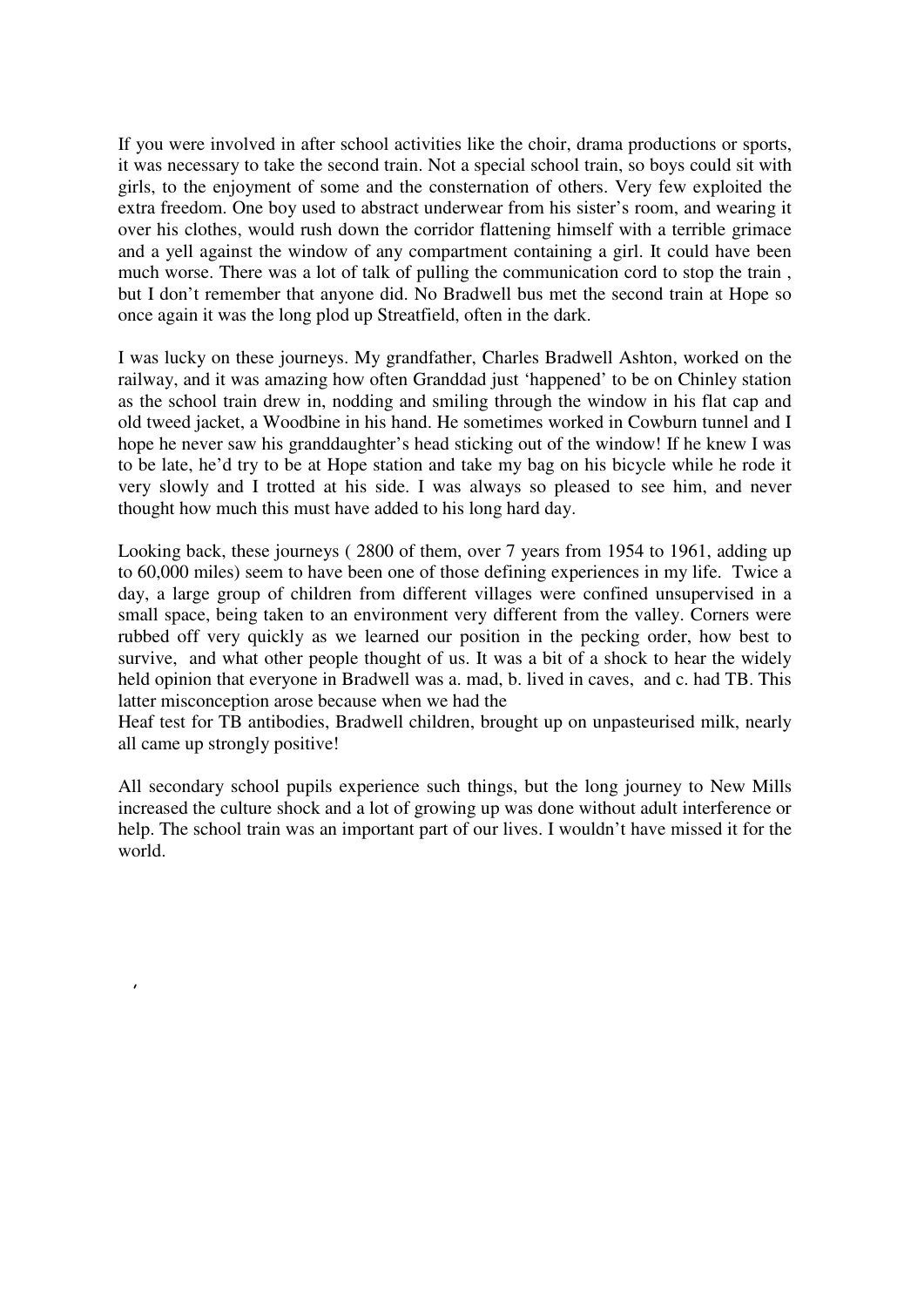If you were involved in after school activities like the choir, drama productions or sports, it was necessary to take the second train. Not a special school train, so boys could sit with girls, to the enjoyment of some and the consternation of others. Very few exploited the extra freedom. One boy used to abstract underwear from his sister's room, and wearing it over his clothes, would rush down the corridor flattening himself with a terrible grimace and a yell against the window of any compartment containing a girl. It could have been much worse. There was a lot of talk of pulling the communication cord to stop the train , but I don't remember that anyone did. No Bradwell bus met the second train at Hope so once again it was the long plod up Streatfield, often in the dark.

I was lucky on these journeys. My grandfather, Charles Bradwell Ashton, worked on the railway, and it was amazing how often Granddad just 'happened' to be on Chinley station as the school train drew in, nodding and smiling through the window in his flat cap and old tweed jacket, a Woodbine in his hand. He sometimes worked in Cowburn tunnel and I hope he never saw his granddaughter's head sticking out of the window! If he knew I was to be late, he'd try to be at Hope station and take my bag on his bicycle while he rode it very slowly and I trotted at his side. I was always so pleased to see him, and never thought how much this must have added to his long hard day.

Looking back, these journeys ( 2800 of them, over 7 years from 1954 to 1961, adding up to 60,000 miles) seem to have been one of those defining experiences in my life. Twice a day, a large group of children from different villages were confined unsupervised in a small space, being taken to an environment very different from the valley. Corners were rubbed off very quickly as we learned our position in the pecking order, how best to survive, and what other people thought of us. It was a bit of a shock to hear the widely held opinion that everyone in Bradwell was a. mad, b. lived in caves, and c. had TB. This latter misconception arose because when we had the Heaf test for TB antibodies, Bradwell children, brought up on unpasteurised milk, nearly all came up strongly positive!

All secondary school pupils experience such things, but the long journey to New Mills increased the culture shock and a lot of growing up was done without adult interference or help. The school train was an important part of our lives. I wouldn't have missed it for the world.